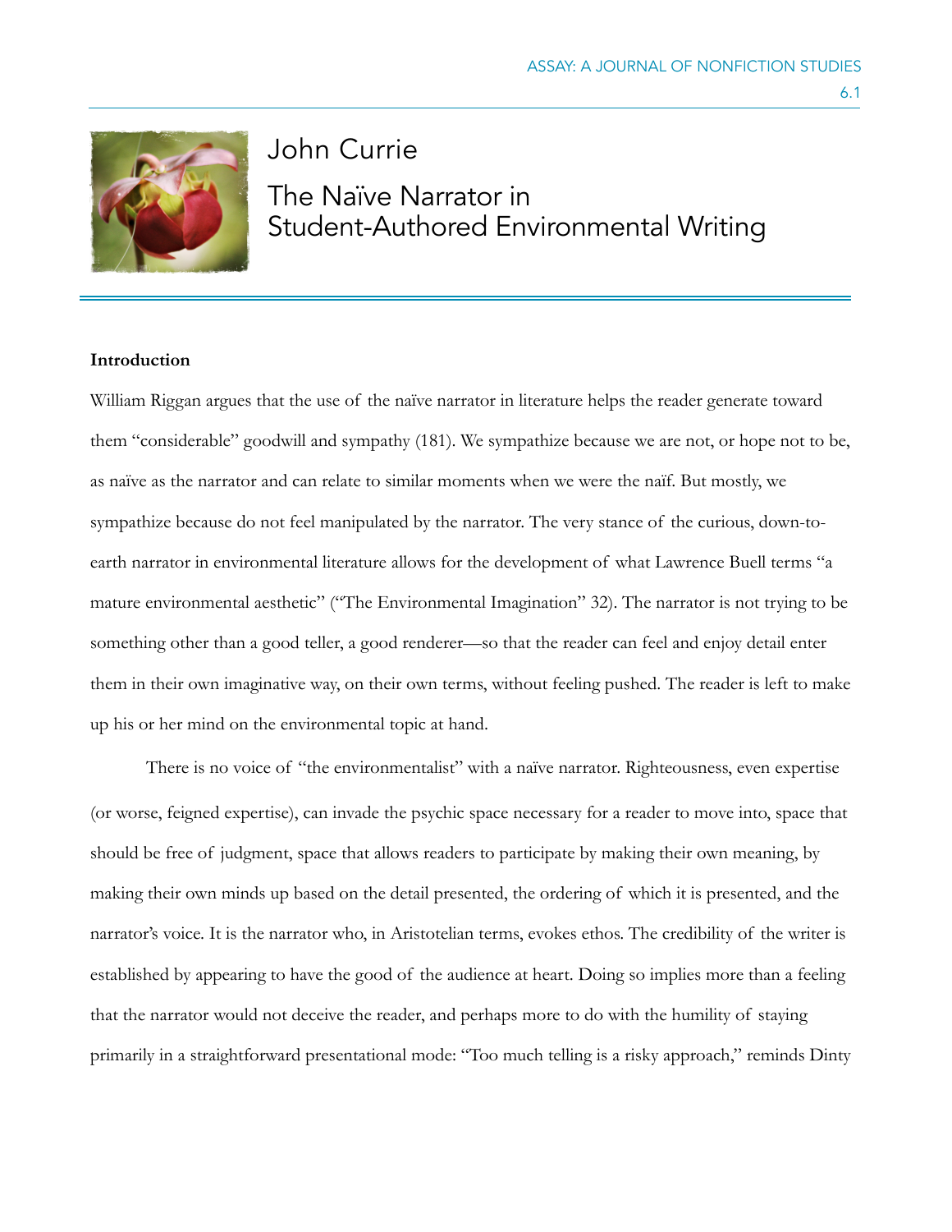# John Currie

## The Naïve Narrator in Student-Authored Environmental Writing

### Introduction

William Riggan argues that the use of the naïve narrator in literature helps the reader generate toward them "considerable" goodwill and sympathy (181). We sympathize because we are not, or hope not to be, as naïve as the narrator and can relate to similar moments when we were the naïf. But mostly, we sympathize because do not feel manipulated by the narrator. The very stance of the curious, down-to-earth narrator in environmental literature allows for the development of what Lawrence Buell terms "a mature environmental aesthetic" ("The Environmental Imagination" 32). The narrator is not trying to be something other than a good teller, a good renderer—so that the reader can feel and enjoy detail enter them in their own imaginative way, on their own terms, without feeling pushed. The reader is left to make up his or her mind on the environmental topic at hand.

There is no voice of "the environmentalist" with a naïve narrator. Righteousness, even expertise (or worse, feigned expertise), can invade the psychic space necessary for a reader to move into, space that should be free of judgment, space that allows readers to participate by making their own meaning, by making their own minds up based on the detail presented, the ordering of which it is presented, and the narrator's voice. It is the narrator who, in Aristotelian terms, evokes ethos. The credibility of the writer is established by appearing to have the good of the audience at heart. Doing so implies more than a feeling that the narrator would not deceive the reader, and perhaps more to do with the humility of staying primarily in a straightforward presentational mode: "Too much telling is a risky approach," reminds Dinty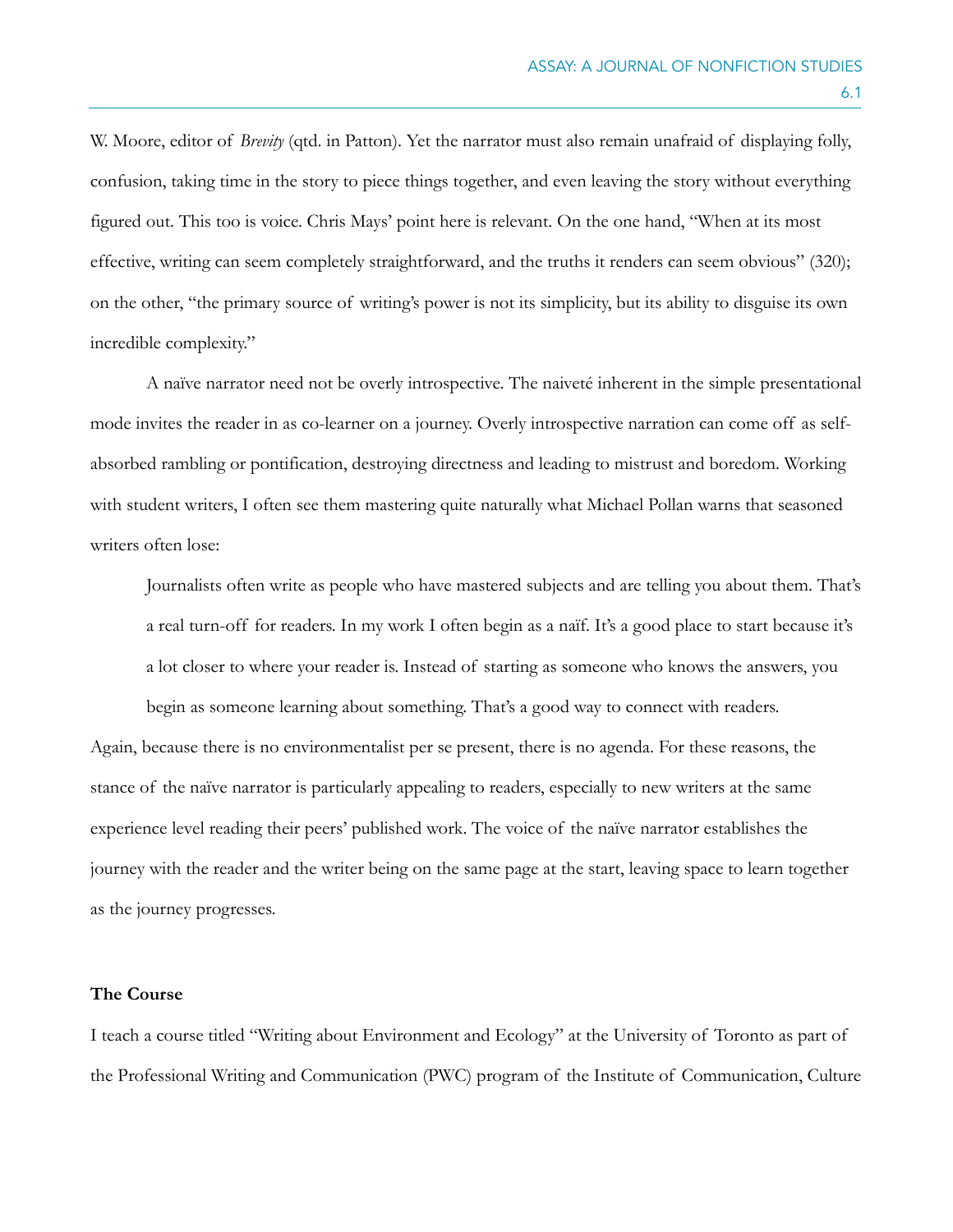W. Moore, editor of *Brevity* (qtd. in Patton). Yet the narrator must also remain unafraid of displaying folly, confusion, taking time in the story to piece things together, and even leaving the story without everything figured out. This too is voice. Chris Mays' point here is relevant. On the one hand, "When at its most effective, writing can seem completely straightforward, and the truths it renders can seem obvious" (320); on the other, "the primary source of writing's power is not its simplicity, but its ability to disguise its own incredible complexity."

A naïve narrator need not be overly introspective. The naiveté inherent in the simple presentational mode invites the reader in as co-learner on a journey. Overly introspective narration can come off as self-absorbed rambling or pontification, destroying directness and leading to mistrust and boredom. Working with student writers, I often see them mastering quite naturally what Michael Pollan warns that seasoned writers often lose:

> Journalists often write as people who have mastered subjects and are telling you about them. That's a real turn-off for readers. In my work I often begin as a naïf. It's a good place to start because it's a lot closer to where your reader is. Instead of starting as someone who knows the answers, you begin as someone learning about something. That's a good way to connect with readers.

Again, because there is no environmentalist per se present, there is no agenda. For these reasons, the stance of the naïve narrator is particularly appealing to readers, especially to new writers at the same experience level reading their peers' published work. The voice of the naïve narrator establishes the journey with the reader and the writer being on the same page at the start, leaving space to learn together as the journey progresses.

**The Course**

I teach a course titled "Writing about Environment and Ecology" at the University of Toronto as part of the Professional Writing and Communication (PWC) program of the Institute of Communication, Culture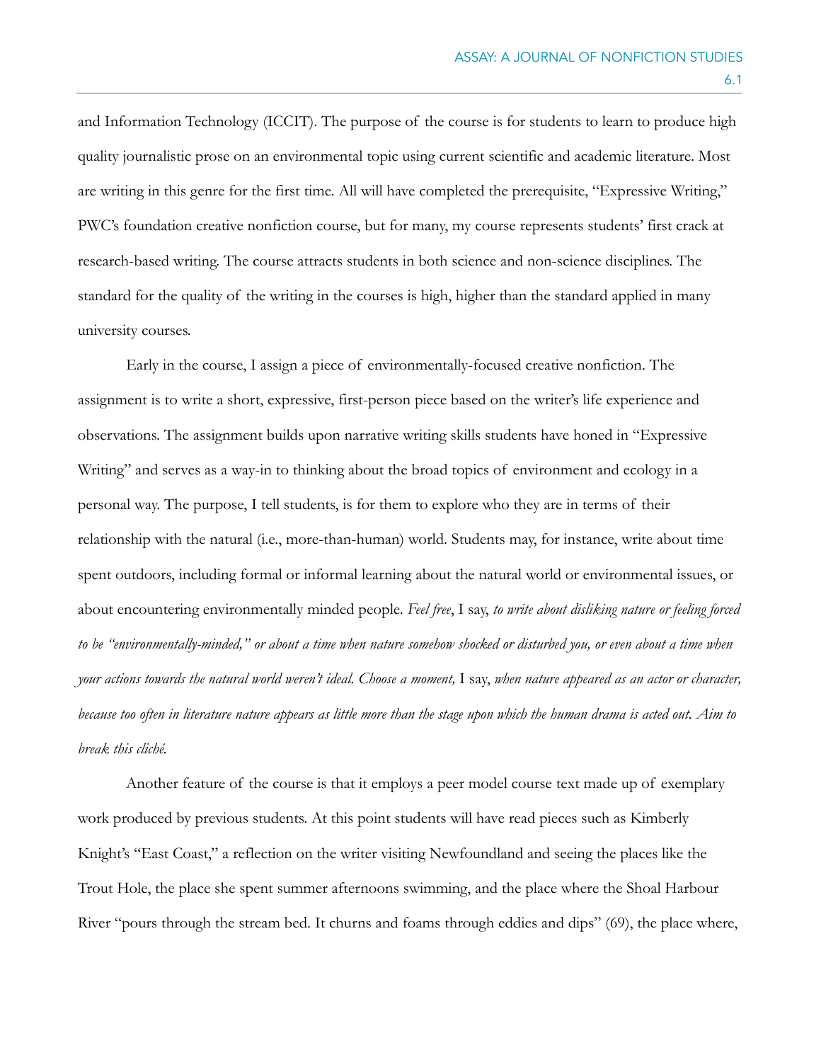and Information Technology (ICCIT). The purpose of the course is for students to learn to produce high quality journalistic prose on an environmental topic using current scientific and academic literature. Most are writing in this genre for the first time. All will have completed the prerequisite, "Expressive Writing," PWC's foundation creative nonfiction course, but for many, my course represents students' first crack at research-based writing. The course attracts students in both science and non-science disciplines. The standard for the quality of the writing in the courses is high, higher than the standard applied in many university courses.

Early in the course, I assign a piece of environmentally-focused creative nonfiction. The assignment is to write a short, expressive, first-person piece based on the writer's life experience and observations. The assignment builds upon narrative writing skills students have honed in "Expressive Writing" and serves as a way-in to thinking about the broad topics of environment and ecology in a personal way. The purpose, I tell students, is for them to explore who they are in terms of their relationship with the natural (i.e., more-than-human) world. Students may, for instance, write about time spent outdoors, including formal or informal learning about the natural world or environmental issues, or about encountering environmentally minded people. *Feel free*, I say, *to write about disliking nature or feeling forced to be "environmentally-minded," or about a time when nature somehow shocked or disturbed you, or even about a time when your actions towards the natural world weren't ideal. Choose a moment,* I say, *when nature appeared as an actor or character, because too often in literature nature appears as little more than the stage upon which the human drama is acted out. Aim to break this cliché.*

Another feature of the course is that it employs a peer model course text made up of exemplary work produced by previous students. At this point students will have read pieces such as Kimberly Knight's "East Coast," a reflection on the writer visiting Newfoundland and seeing the places like the Trout Hole, the place she spent summer afternoons swimming, and the place where the Shoal Harbour River "pours through the stream bed. It churns and foams through eddies and dips" (69), the place where,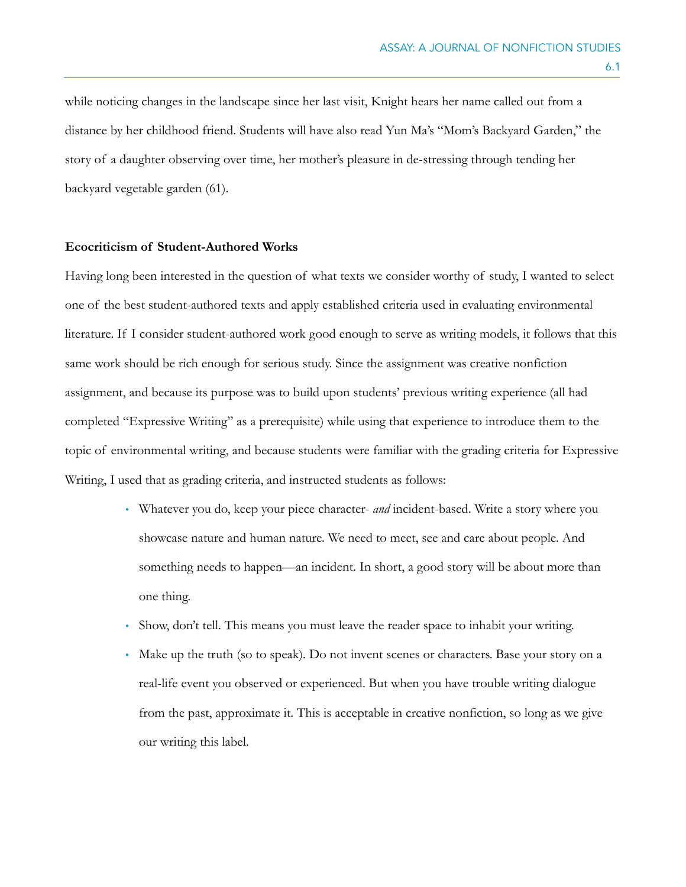while noticing changes in the landscape since her last visit, Knight hears her name called out from a distance by her childhood friend. Students will have also read Yun Ma's "Mom's Backyard Garden," the story of a daughter observing over time, her mother's pleasure in de-stressing through tending her backyard vegetable garden (61).

**Ecocriticism of Student-Authored Works**

Having long been interested in the question of what texts we consider worthy of study, I wanted to select one of the best student-authored texts and apply established criteria used in evaluating environmental literature. If I consider student-authored work good enough to serve as writing models, it follows that this same work should be rich enough for serious study. Since the assignment was creative nonfiction assignment, and because its purpose was to build upon students' previous writing experience (all had completed "Expressive Writing" as a prerequisite) while using that experience to introduce them to the topic of environmental writing, and because students were familiar with the grading criteria for Expressive Writing, I used that as grading criteria, and instructed students as follows:

- Whatever you do, keep your piece character- *and* incident-based. Write a story where you showcase nature and human nature. We need to meet, see and care about people. And something needs to happen—an incident. In short, a good story will be about more than one thing.
- Show, don't tell. This means you must leave the reader space to inhabit your writing.
- Make up the truth (so to speak). Do not invent scenes or characters. Base your story on a real-life event you observed or experienced. But when you have trouble writing dialogue from the past, approximate it. This is acceptable in creative nonfiction, so long as we give our writing this label.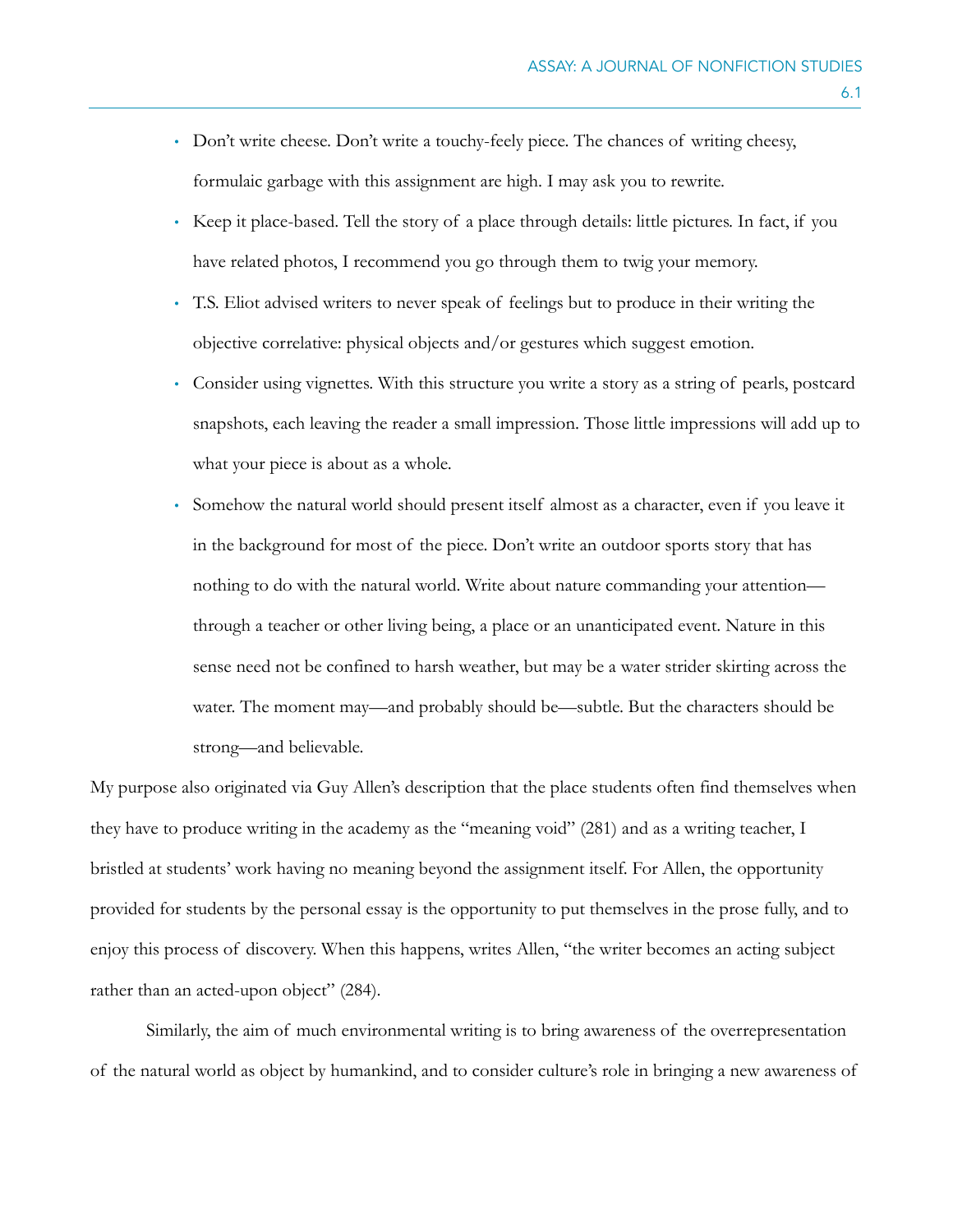- Don't write cheese. Don't write a touchy-feely piece. The chances of writing cheesy, formulaic garbage with this assignment are high. I may ask you to rewrite.
- Keep it place-based. Tell the story of a place through details: little pictures. In fact, if you have related photos, I recommend you go through them to twig your memory.
- T.S. Eliot advised writers to never speak of feelings but to produce in their writing the objective correlative: physical objects and/or gestures which suggest emotion.
- Consider using vignettes. With this structure you write a story as a string of pearls, postcard snapshots, each leaving the reader a small impression. Those little impressions will add up to what your piece is about as a whole.
- Somehow the natural world should present itself almost as a character, even if you leave it in the background for most of the piece. Don't write an outdoor sports story that has nothing to do with the natural world. Write about nature commanding your attention—through a teacher or other living being, a place or an unanticipated event. Nature in this sense need not be confined to harsh weather, but may be a water strider skirting across the water. The moment may—and probably should be—subtle. But the characters should be strong—and believable.

My purpose also originated via Guy Allen's description that the place students often find themselves when they have to produce writing in the academy as the "meaning void" (281) and as a writing teacher, I bristled at students' work having no meaning beyond the assignment itself. For Allen, the opportunity provided for students by the personal essay is the opportunity to put themselves in the prose fully, and to enjoy this process of discovery. When this happens, writes Allen, "the writer becomes an acting subject rather than an acted-upon object" (284).

Similarly, the aim of much environmental writing is to bring awareness of the overrepresentation of the natural world as object by humankind, and to consider culture's role in bringing a new awareness of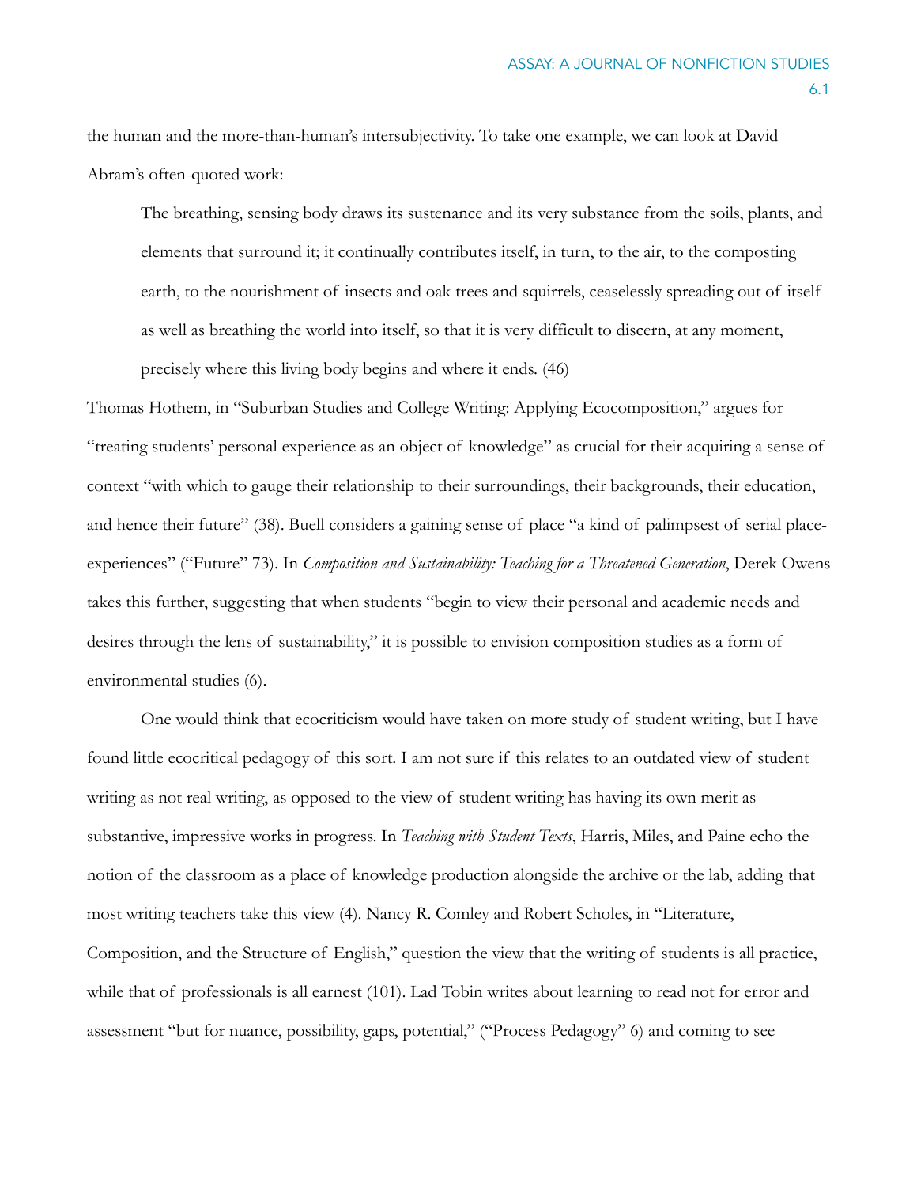the human and the more-than-human's intersubjectivity. To take one example, we can look at David Abram's often-quoted work:

> The breathing, sensing body draws its sustenance and its very substance from the soils, plants, and elements that surround it; it continually contributes itself, in turn, to the air, to the composting earth, to the nourishment of insects and oak trees and squirrels, ceaselessly spreading out of itself as well as breathing the world into itself, so that it is very difficult to discern, at any moment, precisely where this living body begins and where it ends. (46)

Thomas Hothem, in "Suburban Studies and College Writing: Applying Ecocomposition," argues for "treating students' personal experience as an object of knowledge" as crucial for their acquiring a sense of context "with which to gauge their relationship to their surroundings, their backgrounds, their education, and hence their future" (38). Buell considers a gaining sense of place "a kind of palimpsest of serial place-experiences" ("Future" 73). In *Composition and Sustainability: Teaching for a Threatened Generation*, Derek Owens takes this further, suggesting that when students "begin to view their personal and academic needs and desires through the lens of sustainability," it is possible to envision composition studies as a form of environmental studies (6).

One would think that ecocriticism would have taken on more study of student writing, but I have found little ecocritical pedagogy of this sort. I am not sure if this relates to an outdated view of student writing as not real writing, as opposed to the view of student writing has having its own merit as substantive, impressive works in progress. In *Teaching with Student Texts*, Harris, Miles, and Paine echo the notion of the classroom as a place of knowledge production alongside the archive or the lab, adding that most writing teachers take this view (4). Nancy R. Comley and Robert Scholes, in "Literature, Composition, and the Structure of English," question the view that the writing of students is all practice, while that of professionals is all earnest (101). Lad Tobin writes about learning to read not for error and assessment "but for nuance, possibility, gaps, potential," ("Process Pedagogy" 6) and coming to see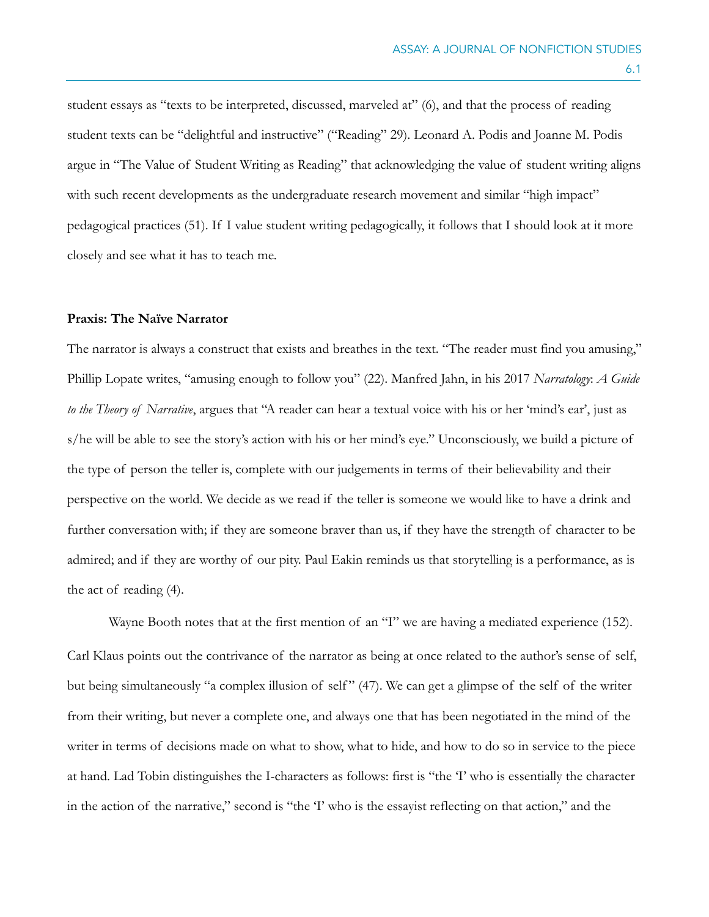student essays as "texts to be interpreted, discussed, marveled at" (6), and that the process of reading student texts can be "delightful and instructive" ("Reading" 29). Leonard A. Podis and Joanne M. Podis argue in "The Value of Student Writing as Reading" that acknowledging the value of student writing aligns with such recent developments as the undergraduate research movement and similar "high impact" pedagogical practices (51). If I value student writing pedagogically, it follows that I should look at it more closely and see what it has to teach me.

**Praxis: The Naïve Narrator**

The narrator is always a construct that exists and breathes in the text. "The reader must find you amusing," Phillip Lopate writes, "amusing enough to follow you" (22). Manfred Jahn, in his 2017 *Narratology*: *A Guide to the Theory of Narrative*, argues that "A reader can hear a textual voice with his or her 'mind's ear', just as s/he will be able to see the story's action with his or her mind's eye." Unconsciously, we build a picture of the type of person the teller is, complete with our judgements in terms of their believability and their perspective on the world. We decide as we read if the teller is someone we would like to have a drink and further conversation with; if they are someone braver than us, if they have the strength of character to be admired; and if they are worthy of our pity. Paul Eakin reminds us that storytelling is a performance, as is the act of reading (4).

Wayne Booth notes that at the first mention of an "I" we are having a mediated experience (152). Carl Klaus points out the contrivance of the narrator as being at once related to the author's sense of self, but being simultaneously "a complex illusion of self" (47). We can get a glimpse of the self of the writer from their writing, but never a complete one, and always one that has been negotiated in the mind of the writer in terms of decisions made on what to show, what to hide, and how to do so in service to the piece at hand. Lad Tobin distinguishes the I-characters as follows: first is "the 'I' who is essentially the character in the action of the narrative," second is "the 'I' who is the essayist reflecting on that action," and the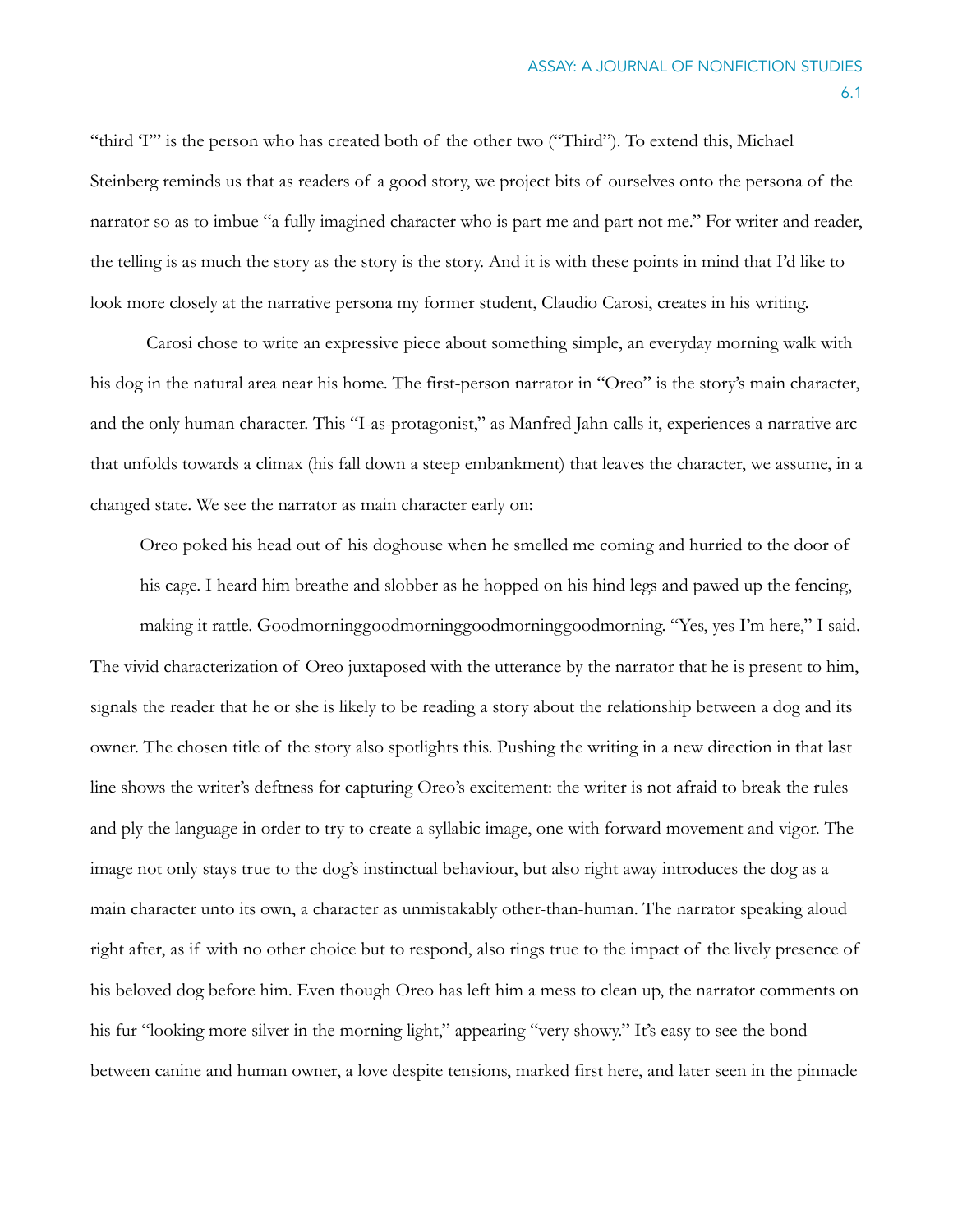"third 'I'" is the person who has created both of the other two ("Third"). To extend this, Michael Steinberg reminds us that as readers of a good story, we project bits of ourselves onto the persona of the narrator so as to imbue "a fully imagined character who is part me and part not me." For writer and reader, the telling is as much the story as the story is the story. And it is with these points in mind that I'd like to look more closely at the narrative persona my former student, Claudio Carosi, creates in his writing.

Carosi chose to write an expressive piece about something simple, an everyday morning walk with his dog in the natural area near his home. The first-person narrator in "Oreo" is the story's main character, and the only human character. This "I-as-protagonist," as Manfred Jahn calls it, experiences a narrative arc that unfolds towards a climax (his fall down a steep embankment) that leaves the character, we assume, in a changed state. We see the narrator as main character early on:

> Oreo poked his head out of his doghouse when he smelled me coming and hurried to the door of his cage. I heard him breathe and slobber as he hopped on his hind legs and pawed up the fencing, making it rattle. Goodmorninggoodmorninggoodmorninggoodmorning. "Yes, yes I'm here," I said.

The vivid characterization of Oreo juxtaposed with the utterance by the narrator that he is present to him, signals the reader that he or she is likely to be reading a story about the relationship between a dog and its owner. The chosen title of the story also spotlights this. Pushing the writing in a new direction in that last line shows the writer's deftness for capturing Oreo's excitement: the writer is not afraid to break the rules and ply the language in order to try to create a syllabic image, one with forward movement and vigor. The image not only stays true to the dog's instinctual behaviour, but also right away introduces the dog as a main character unto its own, a character as unmistakably other-than-human. The narrator speaking aloud right after, as if with no other choice but to respond, also rings true to the impact of the lively presence of his beloved dog before him. Even though Oreo has left him a mess to clean up, the narrator comments on his fur "looking more silver in the morning light," appearing "very showy." It's easy to see the bond between canine and human owner, a love despite tensions, marked first here, and later seen in the pinnacle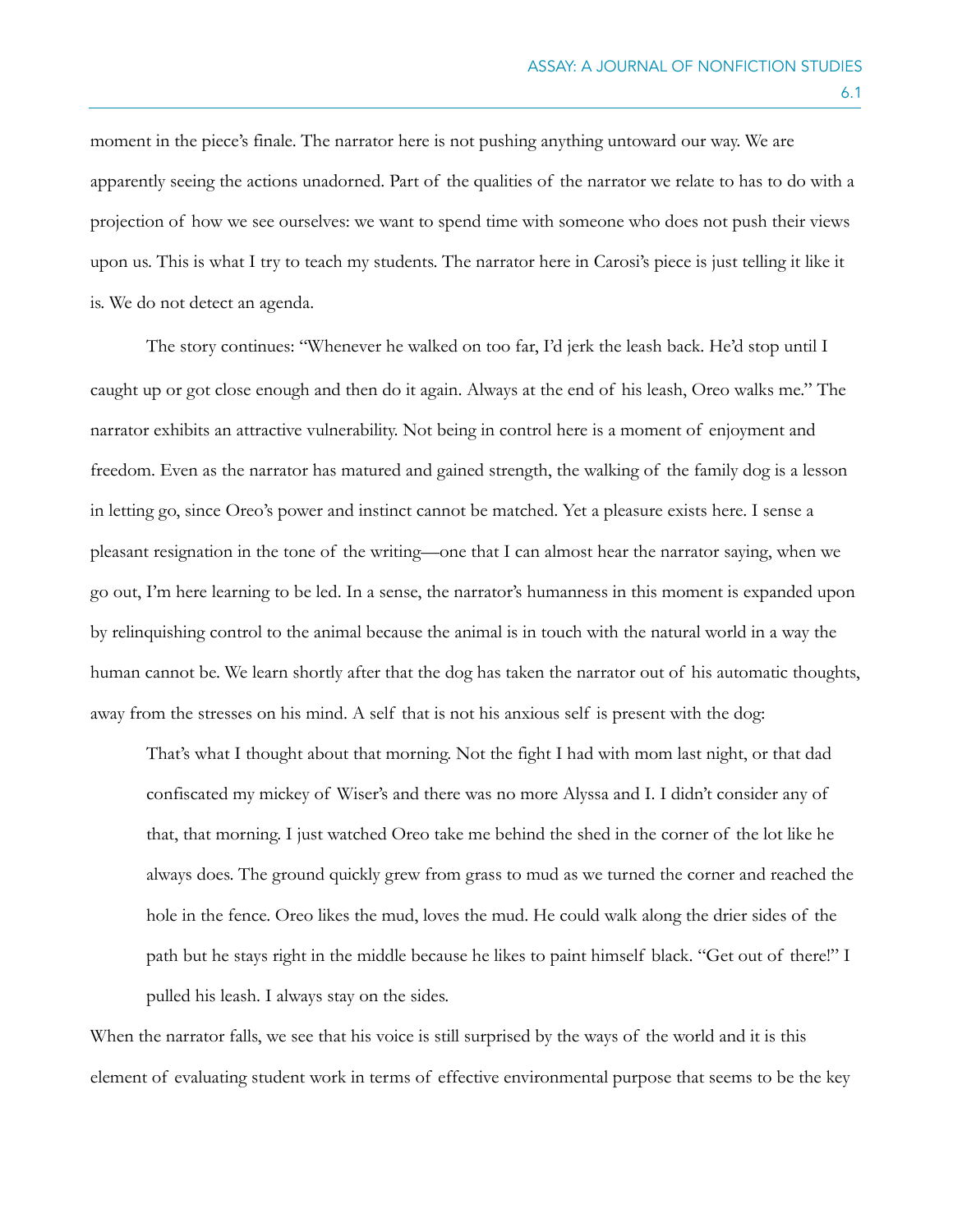moment in the piece's finale. The narrator here is not pushing anything untoward our way. We are apparently seeing the actions unadorned. Part of the qualities of the narrator we relate to has to do with a projection of how we see ourselves: we want to spend time with someone who does not push their views upon us. This is what I try to teach my students. The narrator here in Carosi's piece is just telling it like it is. We do not detect an agenda.

The story continues: "Whenever he walked on too far, I'd jerk the leash back. He'd stop until I caught up or got close enough and then do it again. Always at the end of his leash, Oreo walks me." The narrator exhibits an attractive vulnerability. Not being in control here is a moment of enjoyment and freedom. Even as the narrator has matured and gained strength, the walking of the family dog is a lesson in letting go, since Oreo's power and instinct cannot be matched. Yet a pleasure exists here. I sense a pleasant resignation in the tone of the writing—one that I can almost hear the narrator saying, when we go out, I'm here learning to be led. In a sense, the narrator's humanness in this moment is expanded upon by relinquishing control to the animal because the animal is in touch with the natural world in a way the human cannot be. We learn shortly after that the dog has taken the narrator out of his automatic thoughts, away from the stresses on his mind. A self that is not his anxious self is present with the dog:

> That's what I thought about that morning. Not the fight I had with mom last night, or that dad confiscated my mickey of Wiser's and there was no more Alyssa and I. I didn't consider any of that, that morning. I just watched Oreo take me behind the shed in the corner of the lot like he always does. The ground quickly grew from grass to mud as we turned the corner and reached the hole in the fence. Oreo likes the mud, loves the mud. He could walk along the drier sides of the path but he stays right in the middle because he likes to paint himself black. "Get out of there!" I pulled his leash. I always stay on the sides.

When the narrator falls, we see that his voice is still surprised by the ways of the world and it is this element of evaluating student work in terms of effective environmental purpose that seems to be the key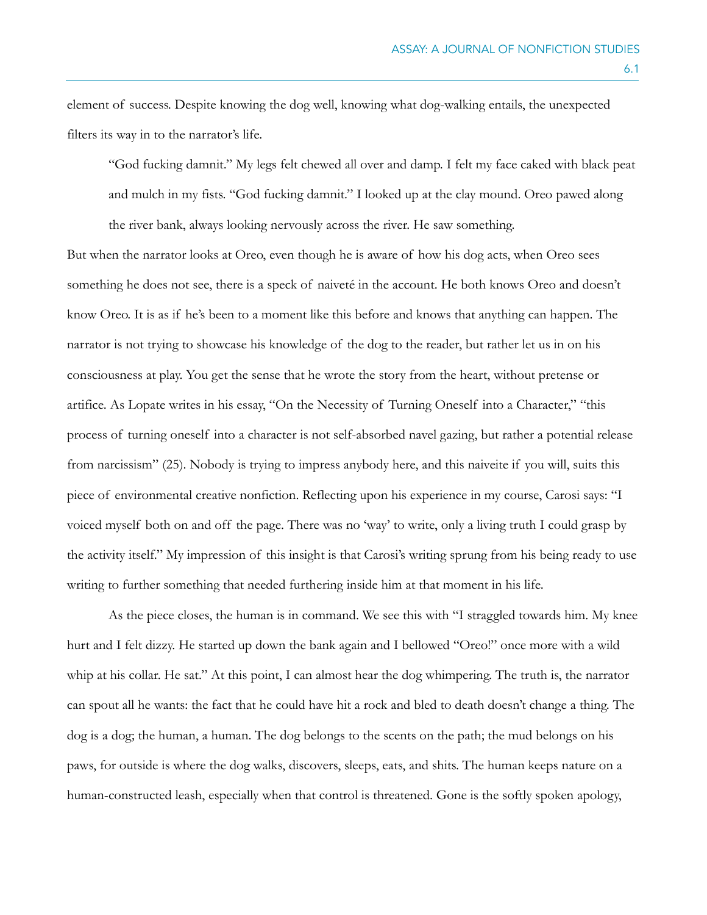element of success. Despite knowing the dog well, knowing what dog-walking entails, the unexpected filters its way in to the narrator's life.

> "God fucking damnit." My legs felt chewed all over and damp. I felt my face caked with black peat and mulch in my fists. "God fucking damnit." I looked up at the clay mound. Oreo pawed along the river bank, always looking nervously across the river. He saw something.

But when the narrator looks at Oreo, even though he is aware of how his dog acts, when Oreo sees something he does not see, there is a speck of naiveté in the account. He both knows Oreo and doesn't know Oreo. It is as if he's been to a moment like this before and knows that anything can happen. The narrator is not trying to showcase his knowledge of the dog to the reader, but rather let us in on his consciousness at play. You get the sense that he wrote the story from the heart, without pretense or artifice. As Lopate writes in his essay, "On the Necessity of Turning Oneself into a Character," "this process of turning oneself into a character is not self-absorbed navel gazing, but rather a potential release from narcissism" (25). Nobody is trying to impress anybody here, and this naiveite if you will, suits this piece of environmental creative nonfiction. Reflecting upon his experience in my course, Carosi says: "I voiced myself both on and off the page. There was no 'way' to write, only a living truth I could grasp by the activity itself." My impression of this insight is that Carosi's writing sprung from his being ready to use writing to further something that needed furthering inside him at that moment in his life.

As the piece closes, the human is in command. We see this with "I straggled towards him. My knee hurt and I felt dizzy. He started up down the bank again and I bellowed "Oreo!" once more with a wild whip at his collar. He sat." At this point, I can almost hear the dog whimpering. The truth is, the narrator can spout all he wants: the fact that he could have hit a rock and bled to death doesn't change a thing. The dog is a dog; the human, a human. The dog belongs to the scents on the path; the mud belongs on his paws, for outside is where the dog walks, discovers, sleeps, eats, and shits. The human keeps nature on a human-constructed leash, especially when that control is threatened. Gone is the softly spoken apology,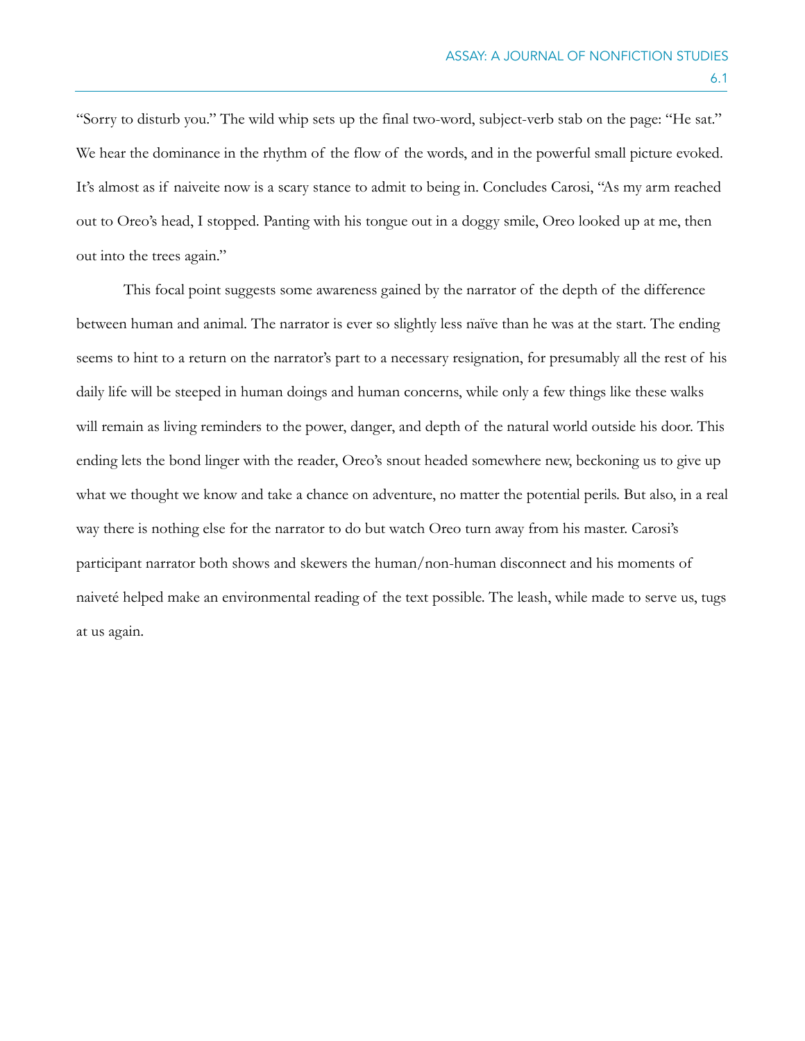"Sorry to disturb you." The wild whip sets up the final two-word, subject-verb stab on the page: "He sat." We hear the dominance in the rhythm of the flow of the words, and in the powerful small picture evoked. It's almost as if naiveite now is a scary stance to admit to being in. Concludes Carosi, "As my arm reached out to Oreo's head, I stopped. Panting with his tongue out in a doggy smile, Oreo looked up at me, then out into the trees again."

This focal point suggests some awareness gained by the narrator of the depth of the difference between human and animal. The narrator is ever so slightly less naïve than he was at the start. The ending seems to hint to a return on the narrator's part to a necessary resignation, for presumably all the rest of his daily life will be steeped in human doings and human concerns, while only a few things like these walks will remain as living reminders to the power, danger, and depth of the natural world outside his door. This ending lets the bond linger with the reader, Oreo's snout headed somewhere new, beckoning us to give up what we thought we know and take a chance on adventure, no matter the potential perils. But also, in a real way there is nothing else for the narrator to do but watch Oreo turn away from his master. Carosi's participant narrator both shows and skewers the human/non-human disconnect and his moments of naiveté helped make an environmental reading of the text possible. The leash, while made to serve us, tugs at us again.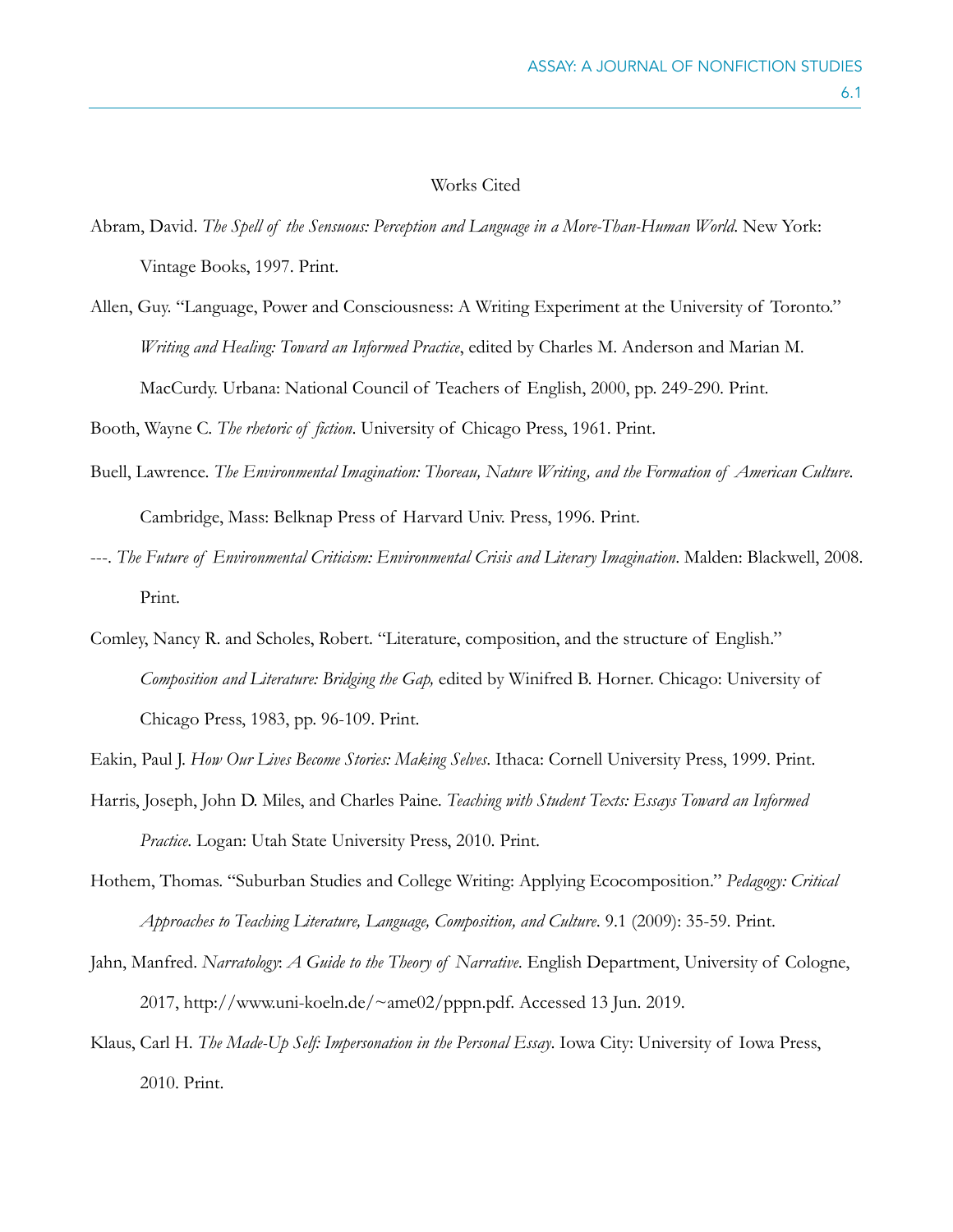# Works Cited

Abram, David. *The Spell of the Sensuous: Perception and Language in a More-Than-Human World*. New York: Vintage Books, 1997. Print.

Allen, Guy. "Language, Power and Consciousness: A Writing Experiment at the University of Toronto." *Writing and Healing: Toward an Informed Practice*, edited by Charles M. Anderson and Marian M. MacCurdy. Urbana: National Council of Teachers of English, 2000, pp. 249-290. Print.

Booth, Wayne C. *The rhetoric of fiction*. University of Chicago Press, 1961. Print.

Buell, Lawrence. *The Environmental Imagination: Thoreau, Nature Writing, and the Formation of American Culture*. Cambridge, Mass: Belknap Press of Harvard Univ. Press, 1996. Print.

---. *The Future of Environmental Criticism: Environmental Crisis and Literary Imagination*. Malden: Blackwell, 2008. Print.

Comley, Nancy R. and Scholes, Robert. "Literature, composition, and the structure of English." *Composition and Literature: Bridging the Gap,* edited by Winifred B. Horner. Chicago: University of Chicago Press, 1983, pp. 96-109. Print.

Eakin, Paul J. *How Our Lives Become Stories: Making Selves*. Ithaca: Cornell University Press, 1999. Print.

Harris, Joseph, John D. Miles, and Charles Paine. *Teaching with Student Texts: Essays Toward an Informed Practice*. Logan: Utah State University Press, 2010. Print.

Hothem, Thomas. "Suburban Studies and College Writing: Applying Ecocomposition." *Pedagogy: Critical Approaches to Teaching Literature, Language, Composition, and Culture*. 9.1 (2009): 35-59. Print.

Jahn, Manfred. *Narratology*: *A Guide to the Theory of Narrative*. English Department, University of Cologne, 2017, http://www.uni-koeln.de/~ame02/pppn.pdf. Accessed 13 Jun. 2019.

Klaus, Carl H. *The Made-Up Self: Impersonation in the Personal Essay*. Iowa City: University of Iowa Press, 2010. Print.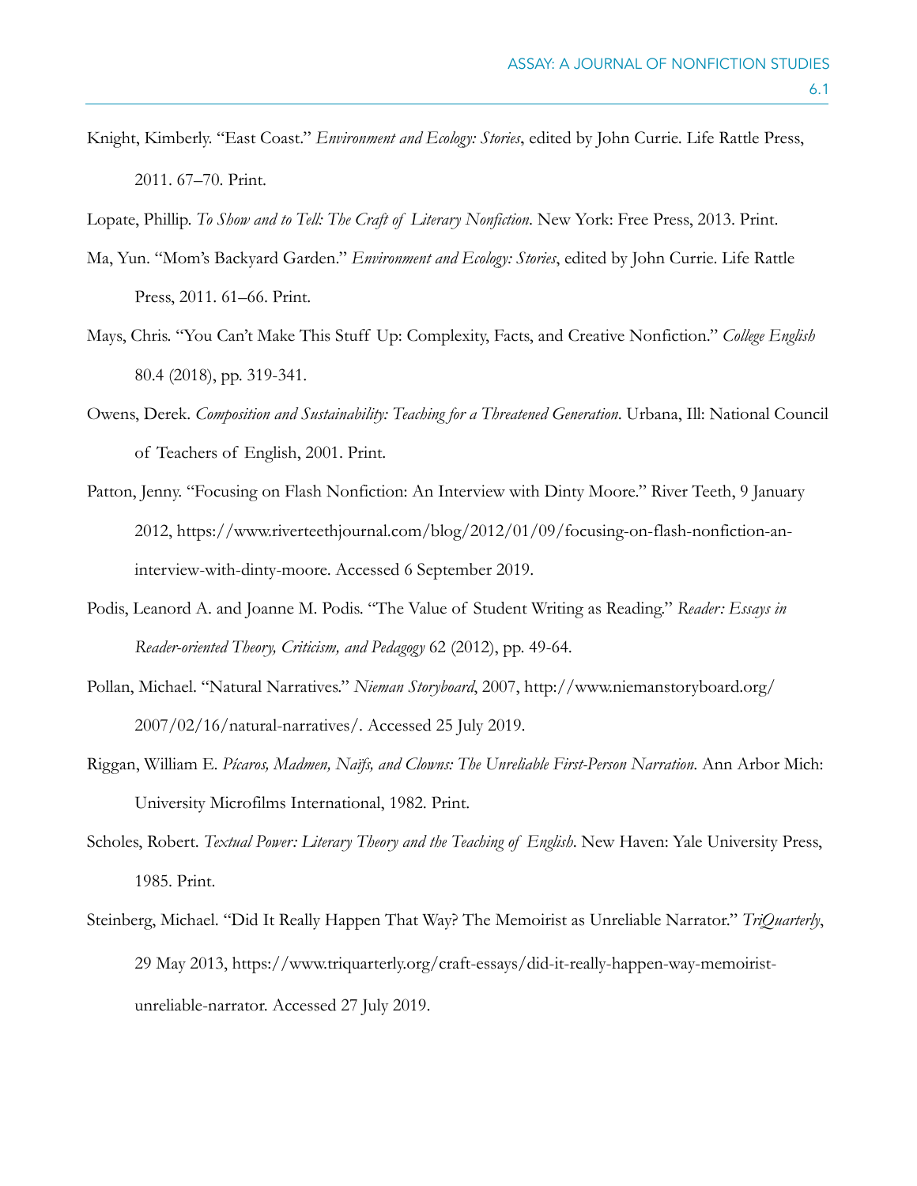Knight, Kimberly. "East Coast." *Environment and Ecology: Stories*, edited by John Currie. Life Rattle Press, 2011. 67–70. Print.

Lopate, Phillip. *To Show and to Tell: The Craft of Literary Nonfiction*. New York: Free Press, 2013. Print.

Ma, Yun. "Mom's Backyard Garden." *Environment and Ecology: Stories*, edited by John Currie. Life Rattle Press, 2011. 61–66. Print.

Mays, Chris. "You Can't Make This Stuff Up: Complexity, Facts, and Creative Nonfiction." *College English* 80.4 (2018), pp. 319-341.

Owens, Derek. *Composition and Sustainability: Teaching for a Threatened Generation*. Urbana, Ill: National Council of Teachers of English, 2001. Print.

Patton, Jenny. "Focusing on Flash Nonfiction: An Interview with Dinty Moore." River Teeth, 9 January 2012, https://www.riverteethjournal.com/blog/2012/01/09/focusing-on-flash-nonfiction-an-interview-with-dinty-moore. Accessed 6 September 2019.

Podis, Leanord A. and Joanne M. Podis. "The Value of Student Writing as Reading." *Reader: Essays in Reader-oriented Theory, Criticism, and Pedagogy* 62 (2012), pp. 49-64.

Pollan, Michael. "Natural Narratives." *Nieman Storyboard*, 2007, http://www.niemanstoryboard.org/2007/02/16/natural-narratives/. Accessed 25 July 2019.

Riggan, William E. *Pícaros, Madmen, Naïfs, and Clowns: The Unreliable First-Person Narration*. Ann Arbor Mich: University Microfilms International, 1982. Print.

Scholes, Robert. *Textual Power: Literary Theory and the Teaching of English*. New Haven: Yale University Press, 1985. Print.

Steinberg, Michael. "Did It Really Happen That Way? The Memoirist as Unreliable Narrator." *TriQuarterly*, 29 May 2013, https://www.triquarterly.org/craft-essays/did-it-really-happen-way-memoirist-unreliable-narrator. Accessed 27 July 2019.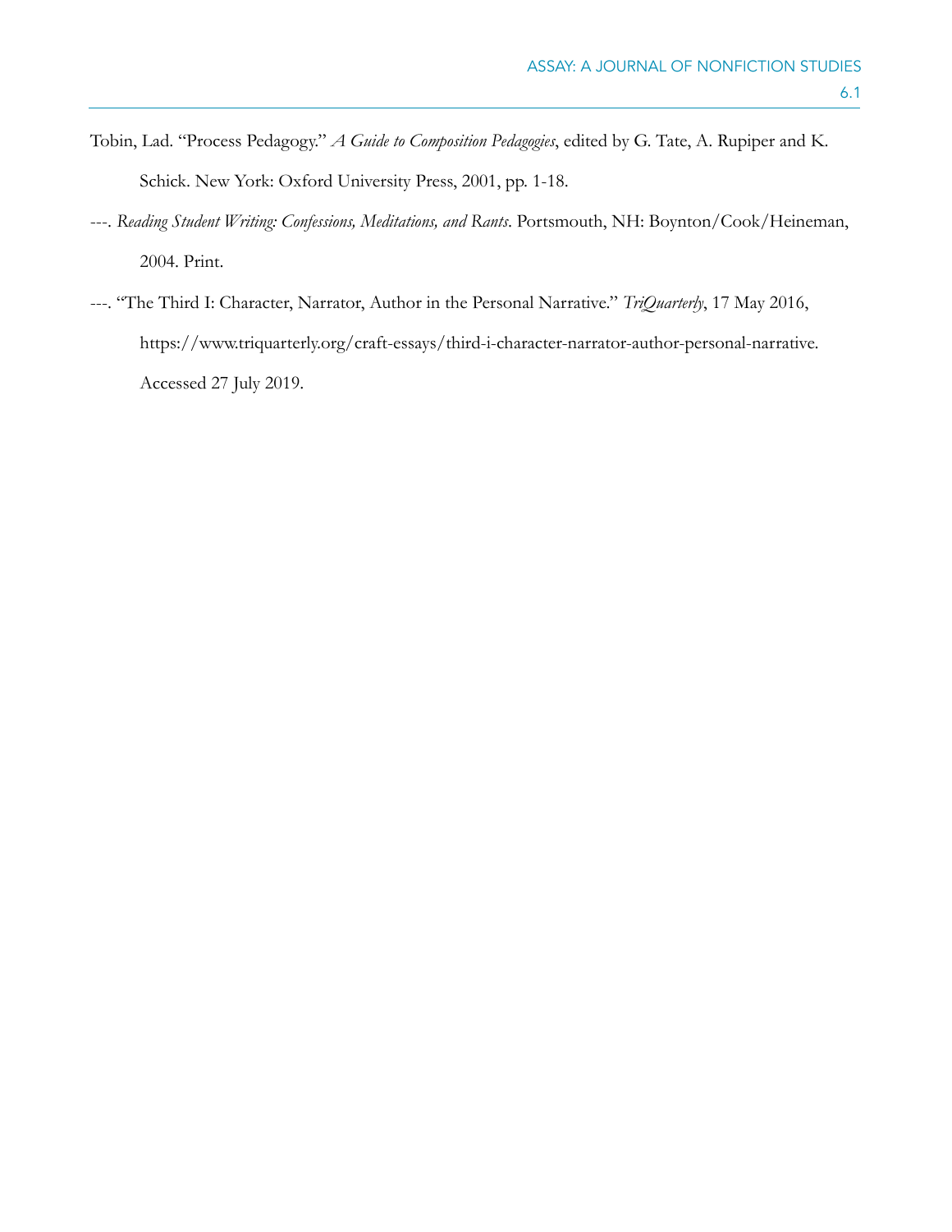Tobin, Lad. "Process Pedagogy." *A Guide to Composition Pedagogies*, edited by G. Tate, A. Rupiper and K. Schick. New York: Oxford University Press, 2001, pp. 1-18.

---. *Reading Student Writing: Confessions, Meditations, and Rants*. Portsmouth, NH: Boynton/Cook/Heineman, 2004. Print.

---. "The Third I: Character, Narrator, Author in the Personal Narrative." *TriQuarterly*, 17 May 2016, https://www.triquarterly.org/craft-essays/third-i-character-narrator-author-personal-narrative. Accessed 27 July 2019.